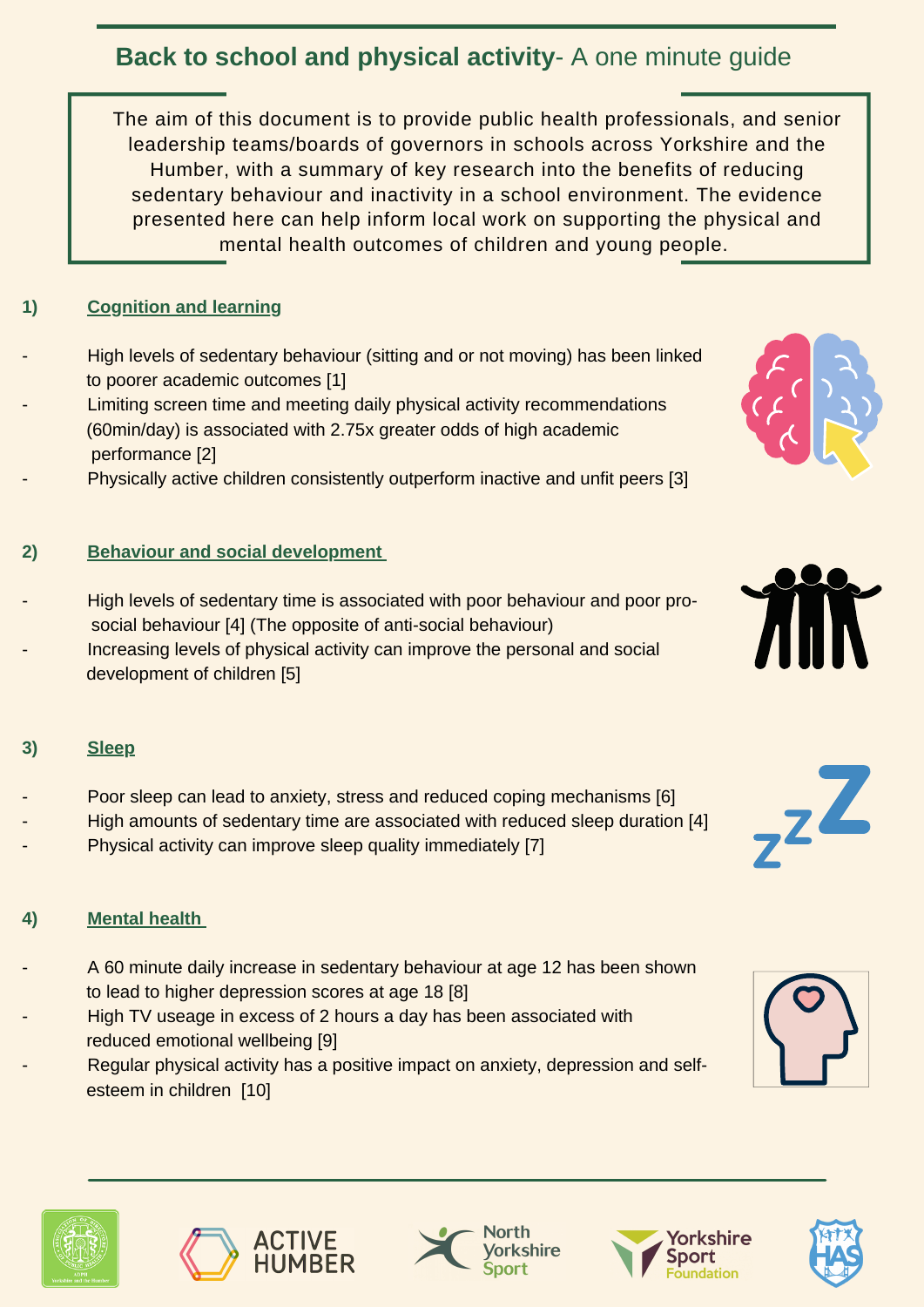# **Back to school and physical activity**- A one minute guide

The aim of this document is to provide public health professionals, and senior leadership teams/boards of governors in schools across Yorkshire and the Humber, with a summary of key research into the benefits of reducing sedentary behaviour and inactivity in a school environment. The evidence presented here can help inform local work on supporting the physical and mental health outcomes of children and young people.

## 1) Cognition and learning

- High levels of sedentary behaviour (sitting and or not moving) has been linked to poorer academic outcomes [1]
- Limiting screen time and meeting daily physical activity recommendations (60min/day) is associated with 2.75x greater odds of high academic performance [2]
- Physically active children consistently outperform inactive and unfit peers [3]

## 2) Behaviour and social development

- High levels of sedentary time is associated with poor behaviour and poor pro-social behaviour [4] (The opposite of anti-social behaviour)
- Increasing levels of physical activity can improve the personal and social development of children [5]

## 3) Sleep

- Poor sleep can lead to anxiety, stress and reduced coping mechanisms [6]
- High amounts of sedentary time are associated with reduced sleep duration [4]
- Physical activity can improve sleep quality immediately [7]

## 4) Mental health

- A 60 minute daily increase in sedentary behaviour at age 12 has been shown to lead to higher depression scores at age 18 [8]
- High TV useage in excess of 2 hours a day has been associated with reduced emotional wellbeing [9]
- Regular physical activity has a positive impact on anxiety, depression and self-esteem in children [10]

ACTIVE HUMBER

North Yorkshire Sport

Yorkshire Sport Foundation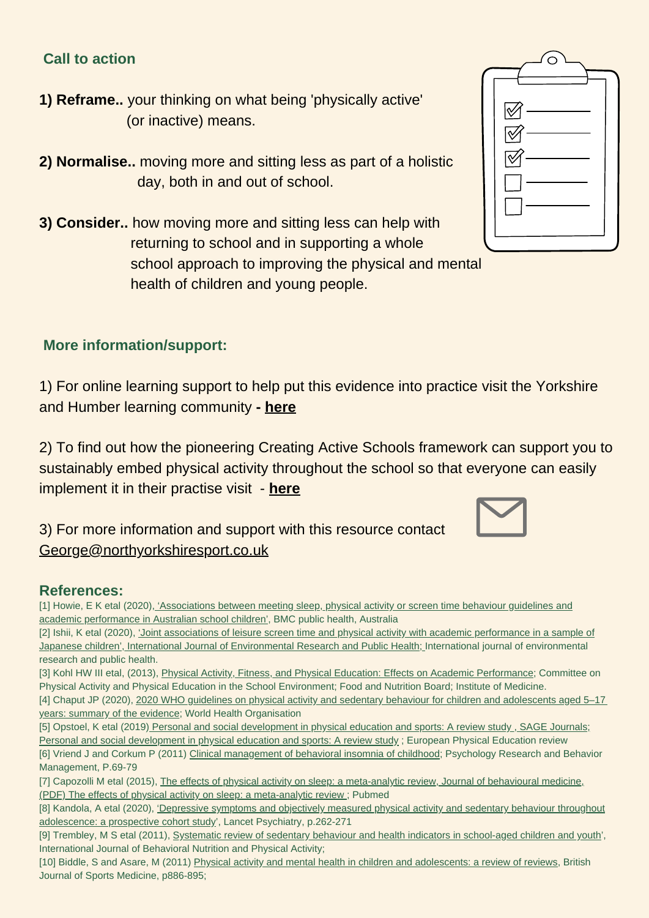## Call to action

**1) Reframe..** your thinking on what being 'physically active' (or inactive) means.

**2) Normalise..** moving more and sitting less as part of a holistic day, both in and out of school.

**3) Consider..** how moving more and sitting less can help with returning to school and in supporting a whole school approach to improving the physical and mental health of children and young people.

## More information/support:

1) For online learning support to help put this evidence into practice visit the Yorkshire and Humber learning community **- here**

2) To find out how the pioneering Creating Active Schools framework can support you to sustainably embed physical activity throughout the school so that everyone can easily implement it in their practise visit - **here**

3) For more information and support with this resource contact George@northyorkshiresport.co.uk

## References:

[1] Howie, E K etal (2020), 'Associations between meeting sleep, physical activity or screen time behaviour guidelines and academic performance in Australian school children', BMC public health, Australia

[2] Ishii, K etal (2020), 'Joint associations of leisure screen time and physical activity with academic performance in a sample of Japanese children', International Journal of Environmental Research and Public Health; International journal of environmental research and public health.

[3] Kohl HW III etal, (2013), Physical Activity, Fitness, and Physical Education: Effects on Academic Performance; Committee on Physical Activity and Physical Education in the School Environment; Food and Nutrition Board; Institute of Medicine.

[4] Chaput JP (2020), 2020 WHO guidelines on physical activity and sedentary behaviour for children and adolescents aged 5–17 years: summary of the evidence; World Health Organisation

[5] Opstoel, K etal (2019) Personal and social development in physical education and sports: A review study , SAGE Journals; Personal and social development in physical education and sports: A review study ; European Physical Education review

[6] Vriend J and Corkum P (2011) Clinical management of behavioral insomnia of childhood; Psychology Research and Behavior Management, P.69-79

[7] Capozzoli M etal (2015), The effects of physical activity on sleep: a meta-analytic review, Journal of behavioural medicine, (PDF) The effects of physical activity on sleep: a meta-analytic review ; Pubmed

[8] Kandola, A etal (2020), 'Depressive symptoms and objectively measured physical activity and sedentary behaviour throughout adolescence: a prospective cohort study', Lancet Psychiatry, p.262-271

[9] Trembley, M S etal (2011), Systematic review of sedentary behaviour and health indicators in school-aged children and youth', International Journal of Behavioral Nutrition and Physical Activity;

[10] Biddle, S and Asare, M (2011) Physical activity and mental health in children and adolescents: a review of reviews, British Journal of Sports Medicine, p886-895;